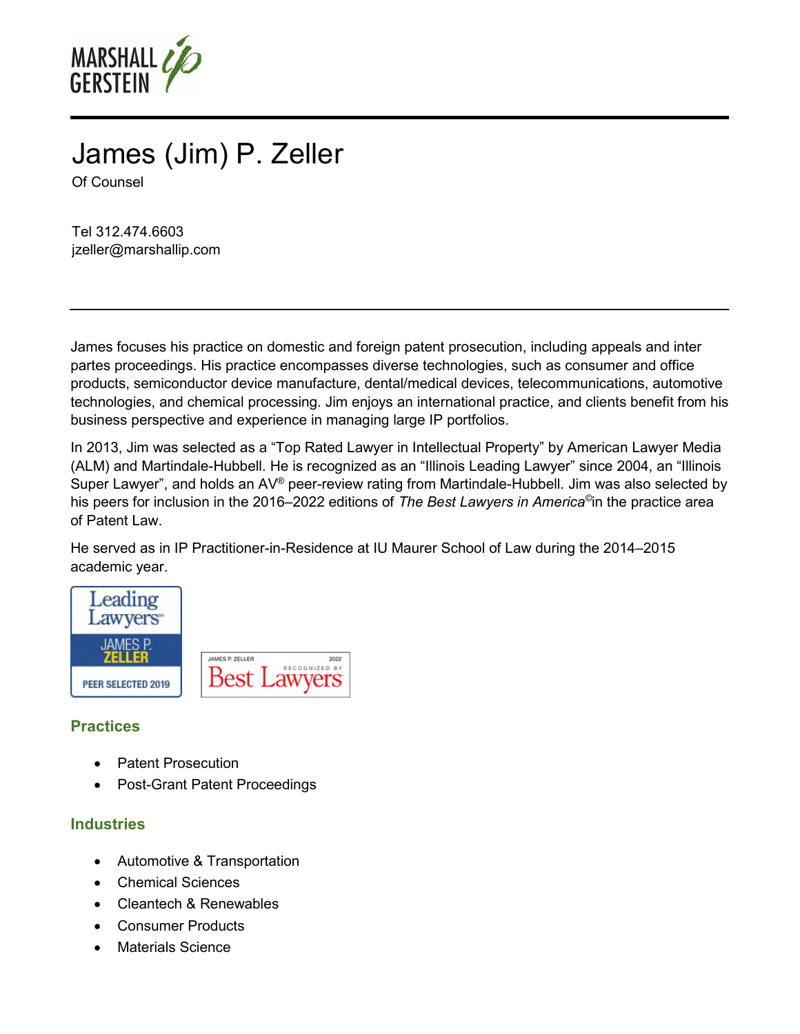# James (Jim) P. Zeller

Of Counsel

Tel 312.474.6603
jzeller@marshallip.com

James focuses his practice on domestic and foreign patent prosecution, including appeals and inter partes proceedings. His practice encompasses diverse technologies, such as consumer and office products, semiconductor device manufacture, dental/medical devices, telecommunications, automotive technologies, and chemical processing. Jim enjoys an international practice, and clients benefit from his business perspective and experience in managing large IP portfolios.

In 2013, Jim was selected as a "Top Rated Lawyer in Intellectual Property" by American Lawyer Media (ALM) and Martindale-Hubbell. He is recognized as an "Illinois Leading Lawyer" since 2004, an "Illinois Super Lawyer", and holds an AV® peer-review rating from Martindale-Hubbell. Jim was also selected by his peers for inclusion in the 2016–2022 editions of *The Best Lawyers in America*©in the practice area of Patent Law.

He served as in IP Practitioner-in-Residence at IU Maurer School of Law during the 2014–2015 academic year.

## Practices

- Patent Prosecution
- Post-Grant Patent Proceedings

## Industries

- Automotive & Transportation
- Chemical Sciences
- Cleantech & Renewables
- Consumer Products
- Materials Science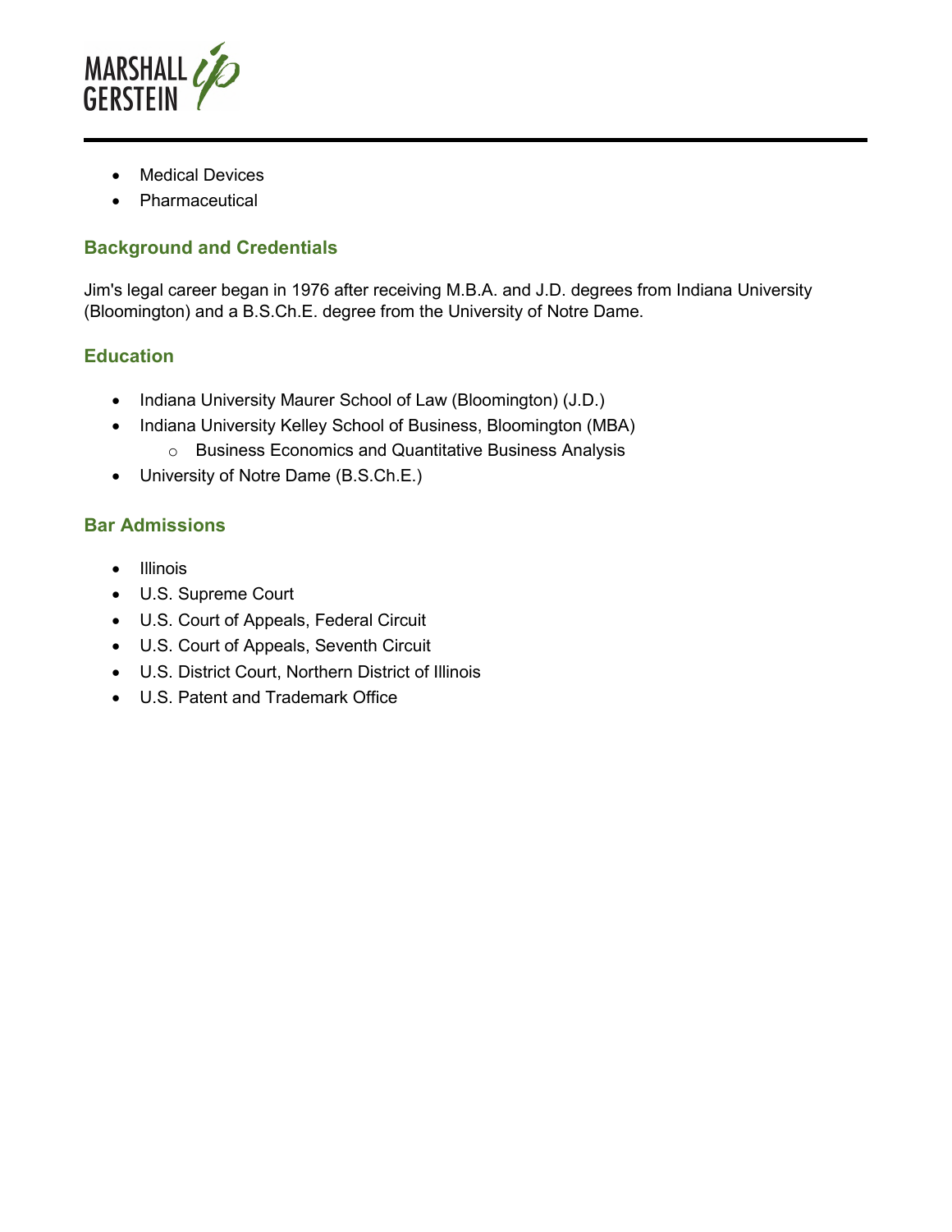- Medical Devices
- Pharmaceutical

## Background and Credentials

Jim's legal career began in 1976 after receiving M.B.A. and J.D. degrees from Indiana University (Bloomington) and a B.S.Ch.E. degree from the University of Notre Dame.

## Education

- Indiana University Maurer School of Law (Bloomington) (J.D.)
- Indiana University Kelley School of Business, Bloomington (MBA)
  - Business Economics and Quantitative Business Analysis
- University of Notre Dame (B.S.Ch.E.)

## Bar Admissions

- Illinois
- U.S. Supreme Court
- U.S. Court of Appeals, Federal Circuit
- U.S. Court of Appeals, Seventh Circuit
- U.S. District Court, Northern District of Illinois
- U.S. Patent and Trademark Office